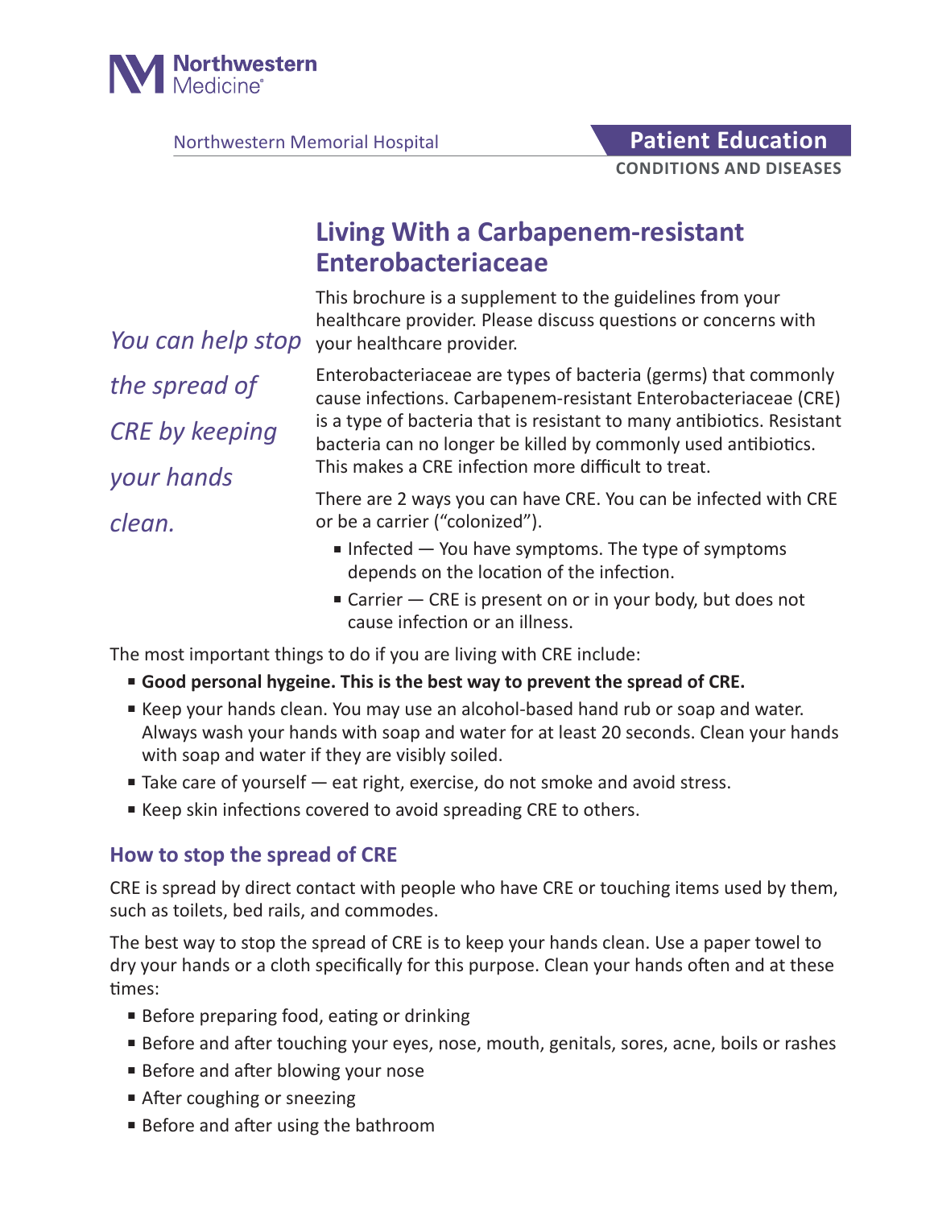Northwestern Medicine

Northwestern Memorial Hospital

**Patient Education**

**CONDITIONS AND DISEASES**

# Living With a Carbapenem-resistant Enterobacteriaceae

*You can help stop the spread of CRE by keeping your hands clean.*

This brochure is a supplement to the guidelines from your healthcare provider. Please discuss questions or concerns with your healthcare provider.

Enterobacteriaceae are types of bacteria (germs) that commonly cause infections. Carbapenem-resistant Enterobacteriaceae (CRE) is a type of bacteria that is resistant to many antibiotics. Resistant bacteria can no longer be killed by commonly used antibiotics. This makes a CRE infection more difficult to treat.

There are 2 ways you can have CRE. You can be infected with CRE or be a carrier ("colonized").

- Infected — You have symptoms. The type of symptoms depends on the location of the infection.
- Carrier — CRE is present on or in your body, but does not cause infection or an illness.

The most important things to do if you are living with CRE include:

- **Good personal hygeine. This is the best way to prevent the spread of CRE.**
- Keep your hands clean. You may use an alcohol-based hand rub or soap and water. Always wash your hands with soap and water for at least 20 seconds. Clean your hands with soap and water if they are visibly soiled.
- Take care of yourself — eat right, exercise, do not smoke and avoid stress.
- Keep skin infections covered to avoid spreading CRE to others.

## How to stop the spread of CRE

CRE is spread by direct contact with people who have CRE or touching items used by them, such as toilets, bed rails, and commodes.

The best way to stop the spread of CRE is to keep your hands clean. Use a paper towel to dry your hands or a cloth specifically for this purpose. Clean your hands often and at these times:

- Before preparing food, eating or drinking
- Before and after touching your eyes, nose, mouth, genitals, sores, acne, boils or rashes
- Before and after blowing your nose
- After coughing or sneezing
- Before and after using the bathroom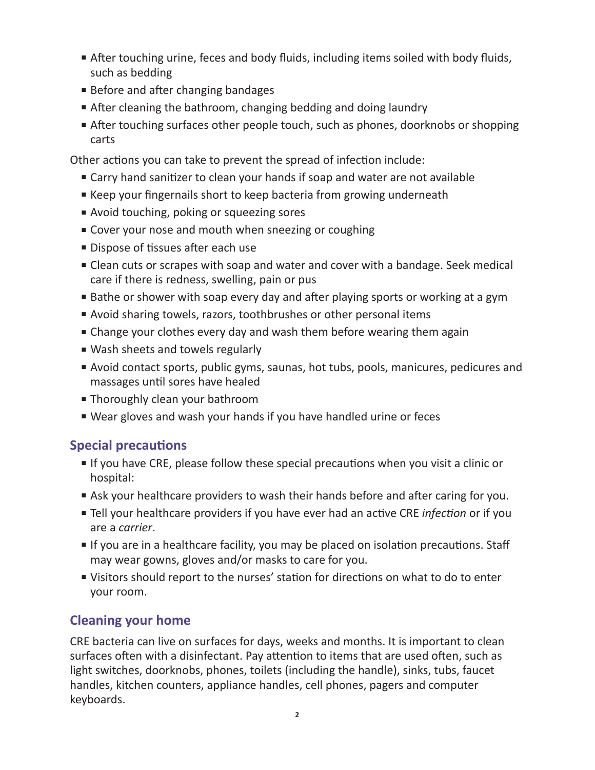- After touching urine, feces and body fluids, including items soiled with body fluids, such as bedding
- Before and after changing bandages
- After cleaning the bathroom, changing bedding and doing laundry
- After touching surfaces other people touch, such as phones, doorknobs or shopping carts

Other actions you can take to prevent the spread of infection include:

- Carry hand sanitizer to clean your hands if soap and water are not available
- Keep your fingernails short to keep bacteria from growing underneath
- Avoid touching, poking or squeezing sores
- Cover your nose and mouth when sneezing or coughing
- Dispose of tissues after each use
- Clean cuts or scrapes with soap and water and cover with a bandage. Seek medical care if there is redness, swelling, pain or pus
- Bathe or shower with soap every day and after playing sports or working at a gym
- Avoid sharing towels, razors, toothbrushes or other personal items
- Change your clothes every day and wash them before wearing them again
- Wash sheets and towels regularly
- Avoid contact sports, public gyms, saunas, hot tubs, pools, manicures, pedicures and massages until sores have healed
- Thoroughly clean your bathroom
- Wear gloves and wash your hands if you have handled urine or feces

## Special precautions

- If you have CRE, please follow these special precautions when you visit a clinic or hospital:
- Ask your healthcare providers to wash their hands before and after caring for you.
- Tell your healthcare providers if you have ever had an active CRE *infection* or if you are a *carrier*.
- If you are in a healthcare facility, you may be placed on isolation precautions. Staff may wear gowns, gloves and/or masks to care for you.
- Visitors should report to the nurses' station for directions on what to do to enter your room.

## Cleaning your home

CRE bacteria can live on surfaces for days, weeks and months. It is important to clean surfaces often with a disinfectant. Pay attention to items that are used often, such as light switches, doorknobs, phones, toilets (including the handle), sinks, tubs, faucet handles, kitchen counters, appliance handles, cell phones, pagers and computer keyboards.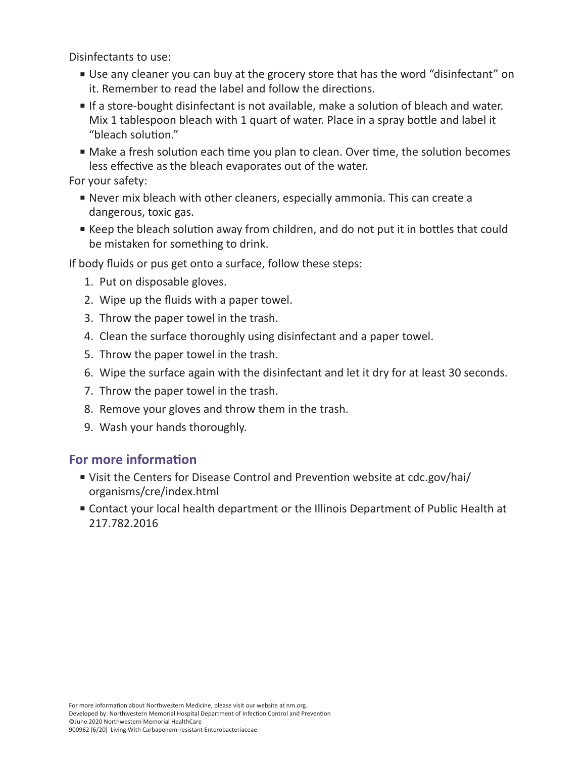Disinfectants to use:

- Use any cleaner you can buy at the grocery store that has the word "disinfectant" on it. Remember to read the label and follow the directions.
- If a store-bought disinfectant is not available, make a solution of bleach and water. Mix 1 tablespoon bleach with 1 quart of water. Place in a spray bottle and label it "bleach solution."
- Make a fresh solution each time you plan to clean. Over time, the solution becomes less effective as the bleach evaporates out of the water.

For your safety:

- Never mix bleach with other cleaners, especially ammonia. This can create a dangerous, toxic gas.
- Keep the bleach solution away from children, and do not put it in bottles that could be mistaken for something to drink.

If body fluids or pus get onto a surface, follow these steps:

1. Put on disposable gloves.
2. Wipe up the fluids with a paper towel.
3. Throw the paper towel in the trash.
4. Clean the surface thoroughly using disinfectant and a paper towel.
5. Throw the paper towel in the trash.
6. Wipe the surface again with the disinfectant and let it dry for at least 30 seconds.
7. Throw the paper towel in the trash.
8. Remove your gloves and throw them in the trash.
9. Wash your hands thoroughly.

## For more information

- Visit the Centers for Disease Control and Prevention website at cdc.gov/hai/organisms/cre/index.html
- Contact your local health department or the Illinois Department of Public Health at 217.782.2016

For more information about Northwestern Medicine, please visit our website at nm.org.
Developed by: Northwestern Memorial Hospital Department of Infection Control and Prevention
©June 2020 Northwestern Memorial HealthCare
900962 (6/20) Living With Carbapenem-resistant Enterobacteriaceae